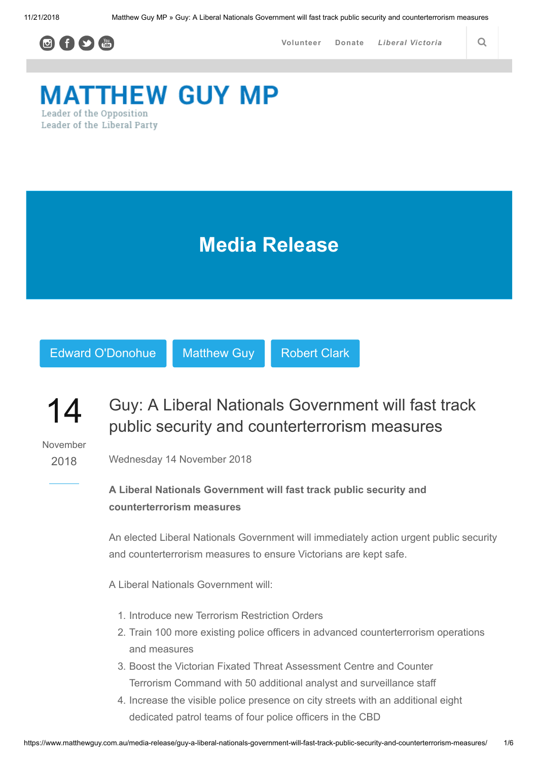Volunteer Donate *Liberal Victoria*

# MATTHEW GUY MP

Leader of the Opposition
Leader of the Liberal Party

## Media Release

Edward O'Donohue | Matthew Guy | Robert Clark

14
November
2018

## Guy: A Liberal Nationals Government will fast track public security and counterterrorism measures

Wednesday 14 November 2018

**A Liberal Nationals Government will fast track public security and counterterrorism measures**

An elected Liberal Nationals Government will immediately action urgent public security and counterterrorism measures to ensure Victorians are kept safe.

A Liberal Nationals Government will:

1. Introduce new Terrorism Restriction Orders
2. Train 100 more existing police officers in advanced counterterrorism operations and measures
3. Boost the Victorian Fixated Threat Assessment Centre and Counter Terrorism Command with 50 additional analyst and surveillance staff
4. Increase the visible police presence on city streets with an additional eight dedicated patrol teams of four police officers in the CBD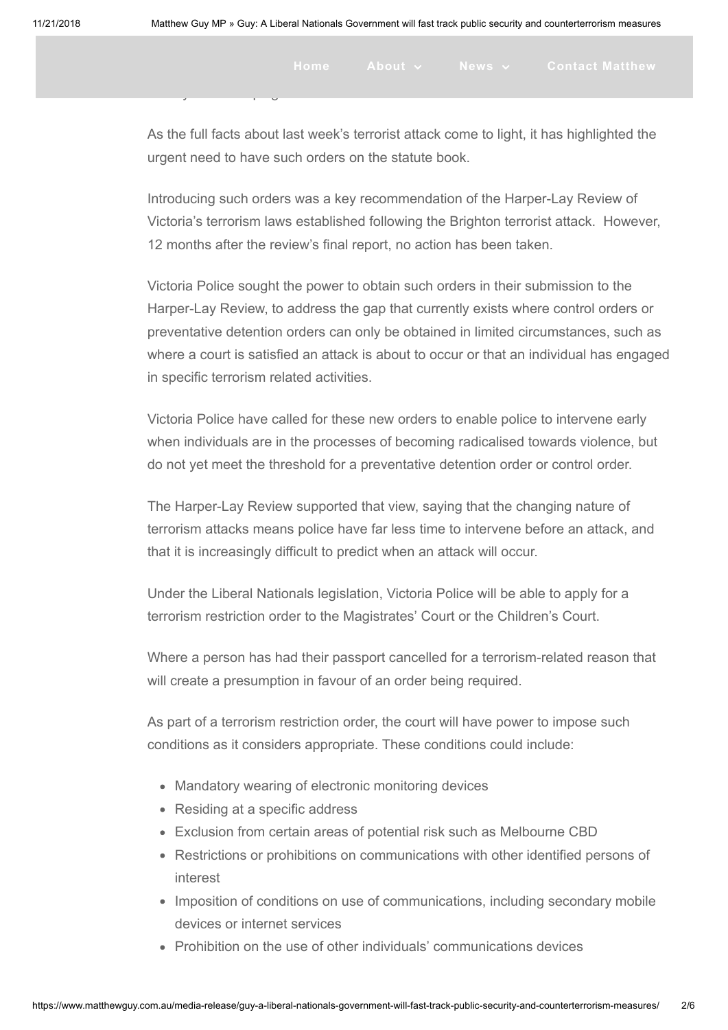As the full facts about last week's terrorist attack come to light, it has highlighted the urgent need to have such orders on the statute book.

Introducing such orders was a key recommendation of the Harper-Lay Review of Victoria's terrorism laws established following the Brighton terrorist attack. However, 12 months after the review's final report, no action has been taken.

Victoria Police sought the power to obtain such orders in their submission to the Harper-Lay Review, to address the gap that currently exists where control orders or preventative detention orders can only be obtained in limited circumstances, such as where a court is satisfied an attack is about to occur or that an individual has engaged in specific terrorism related activities.

Victoria Police have called for these new orders to enable police to intervene early when individuals are in the processes of becoming radicalised towards violence, but do not yet meet the threshold for a preventative detention order or control order.

The Harper-Lay Review supported that view, saying that the changing nature of terrorism attacks means police have far less time to intervene before an attack, and that it is increasingly difficult to predict when an attack will occur.

Under the Liberal Nationals legislation, Victoria Police will be able to apply for a terrorism restriction order to the Magistrates' Court or the Children's Court.

Where a person has had their passport cancelled for a terrorism-related reason that will create a presumption in favour of an order being required.

As part of a terrorism restriction order, the court will have power to impose such conditions as it considers appropriate. These conditions could include:

- Mandatory wearing of electronic monitoring devices
- Residing at a specific address
- Exclusion from certain areas of potential risk such as Melbourne CBD
- Restrictions or prohibitions on communications with other identified persons of interest
- Imposition of conditions on use of communications, including secondary mobile devices or internet services
- Prohibition on the use of other individuals' communications devices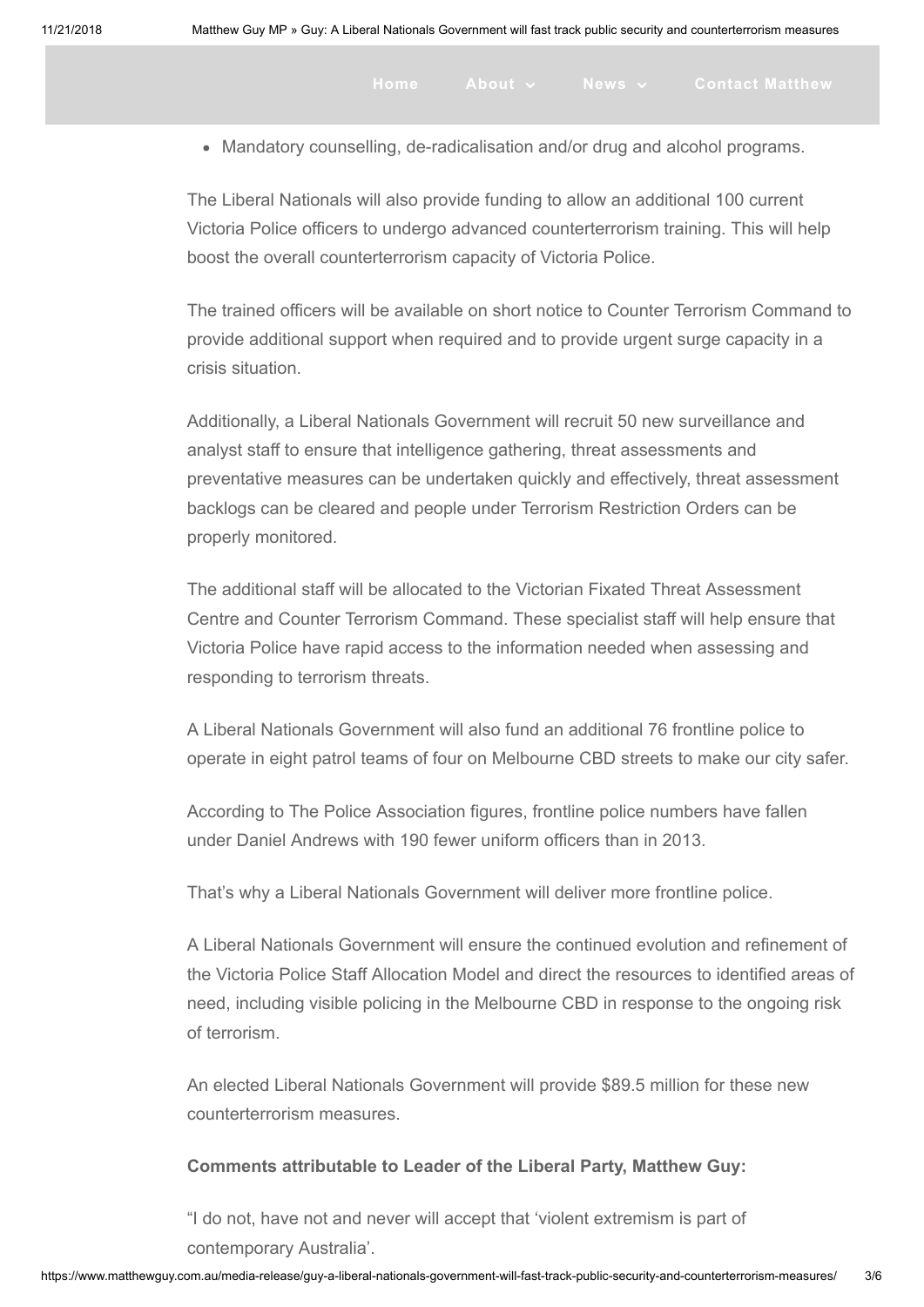- Mandatory counselling, de-radicalisation and/or drug and alcohol programs.

The Liberal Nationals will also provide funding to allow an additional 100 current Victoria Police officers to undergo advanced counterterrorism training. This will help boost the overall counterterrorism capacity of Victoria Police.

The trained officers will be available on short notice to Counter Terrorism Command to provide additional support when required and to provide urgent surge capacity in a crisis situation.

Additionally, a Liberal Nationals Government will recruit 50 new surveillance and analyst staff to ensure that intelligence gathering, threat assessments and preventative measures can be undertaken quickly and effectively, threat assessment backlogs can be cleared and people under Terrorism Restriction Orders can be properly monitored.

The additional staff will be allocated to the Victorian Fixated Threat Assessment Centre and Counter Terrorism Command. These specialist staff will help ensure that Victoria Police have rapid access to the information needed when assessing and responding to terrorism threats.

A Liberal Nationals Government will also fund an additional 76 frontline police to operate in eight patrol teams of four on Melbourne CBD streets to make our city safer.

According to The Police Association figures, frontline police numbers have fallen under Daniel Andrews with 190 fewer uniform officers than in 2013.

That's why a Liberal Nationals Government will deliver more frontline police.

A Liberal Nationals Government will ensure the continued evolution and refinement of the Victoria Police Staff Allocation Model and direct the resources to identified areas of need, including visible policing in the Melbourne CBD in response to the ongoing risk of terrorism.

An elected Liberal Nationals Government will provide $89.5 million for these new counterterrorism measures.

**Comments attributable to Leader of the Liberal Party, Matthew Guy:**

"I do not, have not and never will accept that 'violent extremism is part of contemporary Australia'.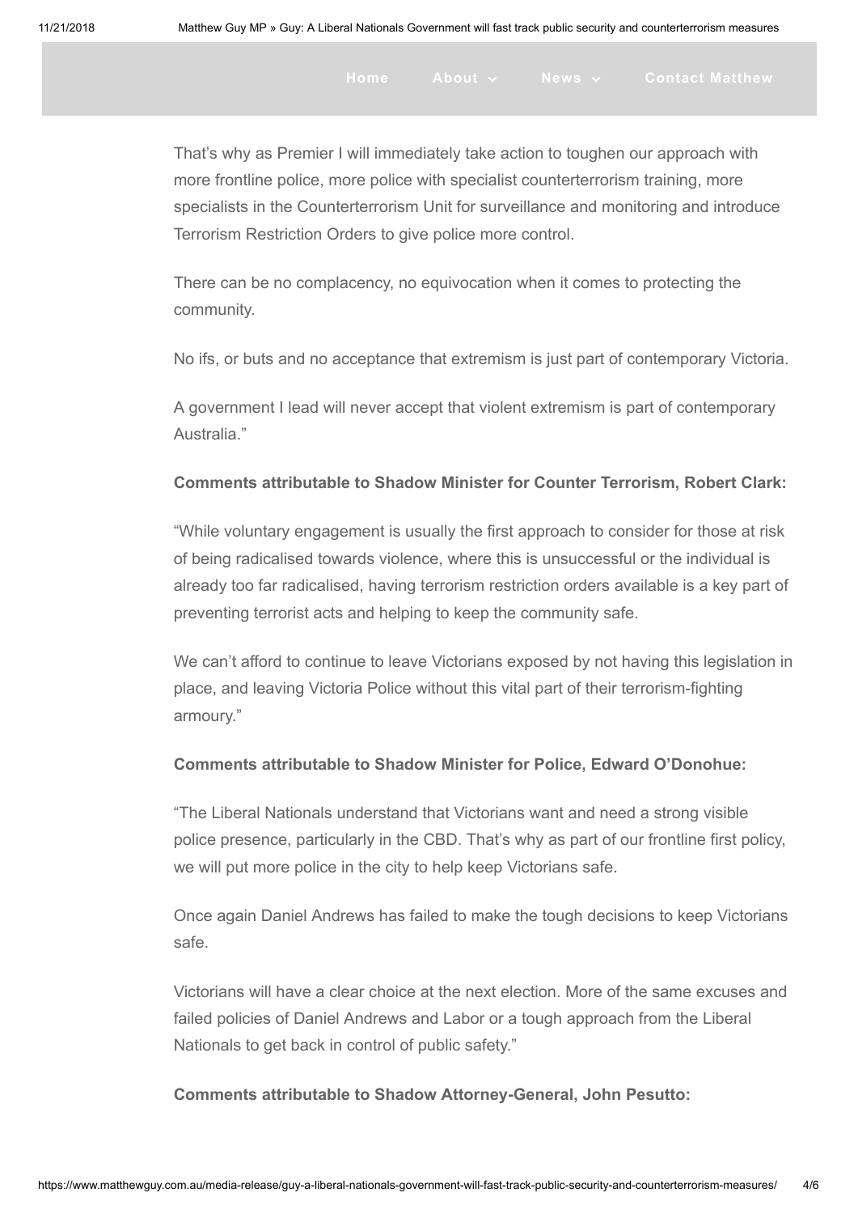That's why as Premier I will immediately take action to toughen our approach with more frontline police, more police with specialist counterterrorism training, more specialists in the Counterterrorism Unit for surveillance and monitoring and introduce Terrorism Restriction Orders to give police more control.

There can be no complacency, no equivocation when it comes to protecting the community.

No ifs, or buts and no acceptance that extremism is just part of contemporary Victoria.

A government I lead will never accept that violent extremism is part of contemporary Australia."

**Comments attributable to Shadow Minister for Counter Terrorism, Robert Clark:**

"While voluntary engagement is usually the first approach to consider for those at risk of being radicalised towards violence, where this is unsuccessful or the individual is already too far radicalised, having terrorism restriction orders available is a key part of preventing terrorist acts and helping to keep the community safe.

We can't afford to continue to leave Victorians exposed by not having this legislation in place, and leaving Victoria Police without this vital part of their terrorism-fighting armoury."

**Comments attributable to Shadow Minister for Police, Edward O'Donohue:**

"The Liberal Nationals understand that Victorians want and need a strong visible police presence, particularly in the CBD. That's why as part of our frontline first policy, we will put more police in the city to help keep Victorians safe.

Once again Daniel Andrews has failed to make the tough decisions to keep Victorians safe.

Victorians will have a clear choice at the next election. More of the same excuses and failed policies of Daniel Andrews and Labor or a tough approach from the Liberal Nationals to get back in control of public safety."

**Comments attributable to Shadow Attorney-General, John Pesutto:**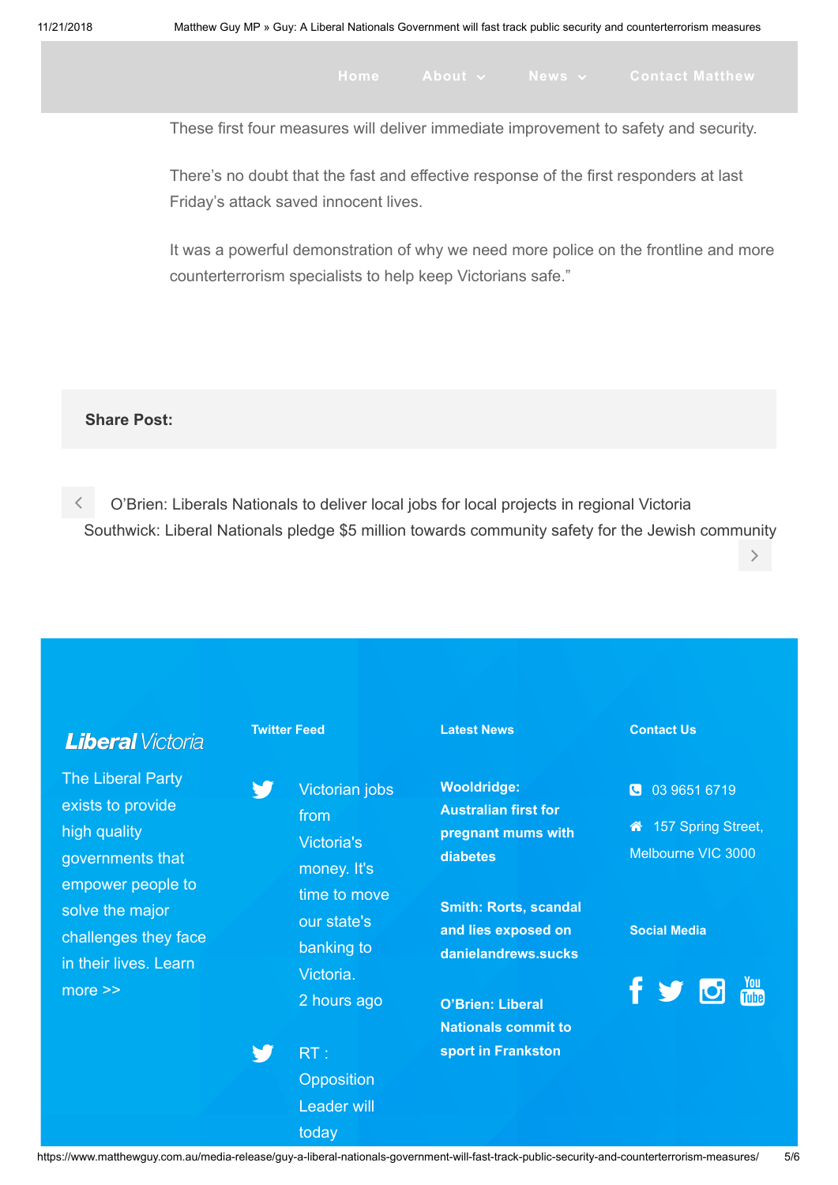Home About News Contact Matthew

These first four measures will deliver immediate improvement to safety and security.

There's no doubt that the fast and effective response of the first responders at last Friday's attack saved innocent lives.

It was a powerful demonstration of why we need more police on the frontline and more counterterrorism specialists to help keep Victorians safe."

**Share Post:**

< O'Brien: Liberals Nationals to deliver local jobs for local projects in regional Victoria

Southwick: Liberal Nationals pledge $5 million towards community safety for the Jewish community >

***Liberal*** *Victoria*

The Liberal Party exists to provide high quality governments that empower people to solve the major challenges they face in their lives. Learn more >>

**Twitter Feed**

Victorian jobs from Victoria's money. It's time to move our state's banking to Victoria.
2 hours ago

RT : Opposition Leader will today

**Latest News**

**Wooldridge: Australian first for pregnant mums with diabetes**

**Smith: Rorts, scandal and lies exposed on danielandrews.sucks**

**O'Brien: Liberal Nationals commit to sport in Frankston**

**Contact Us**

03 9651 6719

157 Spring Street, Melbourne VIC 3000

**Social Media**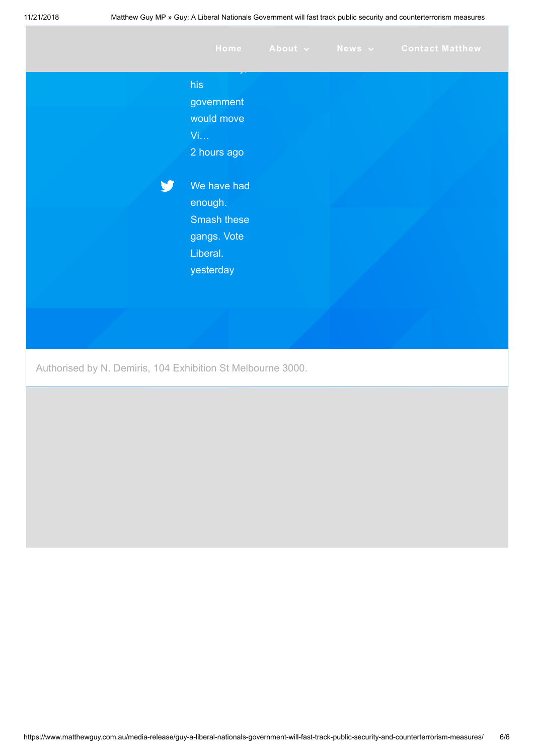Home About News Contact Matthew

his government would move Vi…
2 hours ago

We have had enough. Smash these gangs. Vote Liberal.
yesterday

Authorised by N. Demiris, 104 Exhibition St Melbourne 3000.